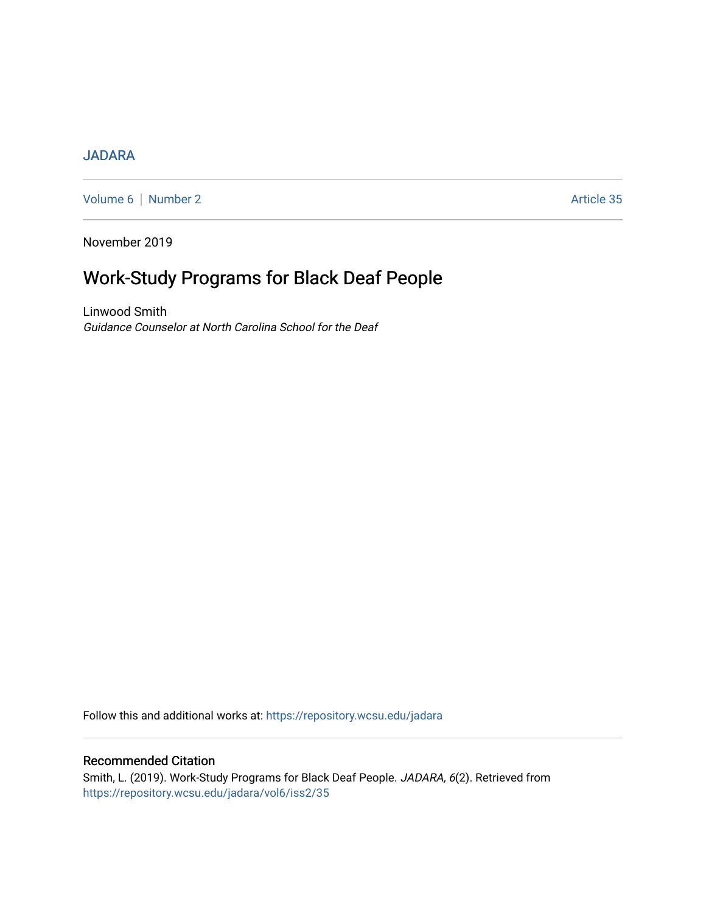JADARA

Volume 6 | Number 2 Article 35

November 2019

# Work-Study Programs for Black Deaf People

Linwood Smith
*Guidance Counselor at North Carolina School for the Deaf*

Follow this and additional works at: https://repository.wcsu.edu/jadara

## Recommended Citation

Smith, L. (2019). Work-Study Programs for Black Deaf People. *JADARA, 6*(2). Retrieved from https://repository.wcsu.edu/jadara/vol6/iss2/35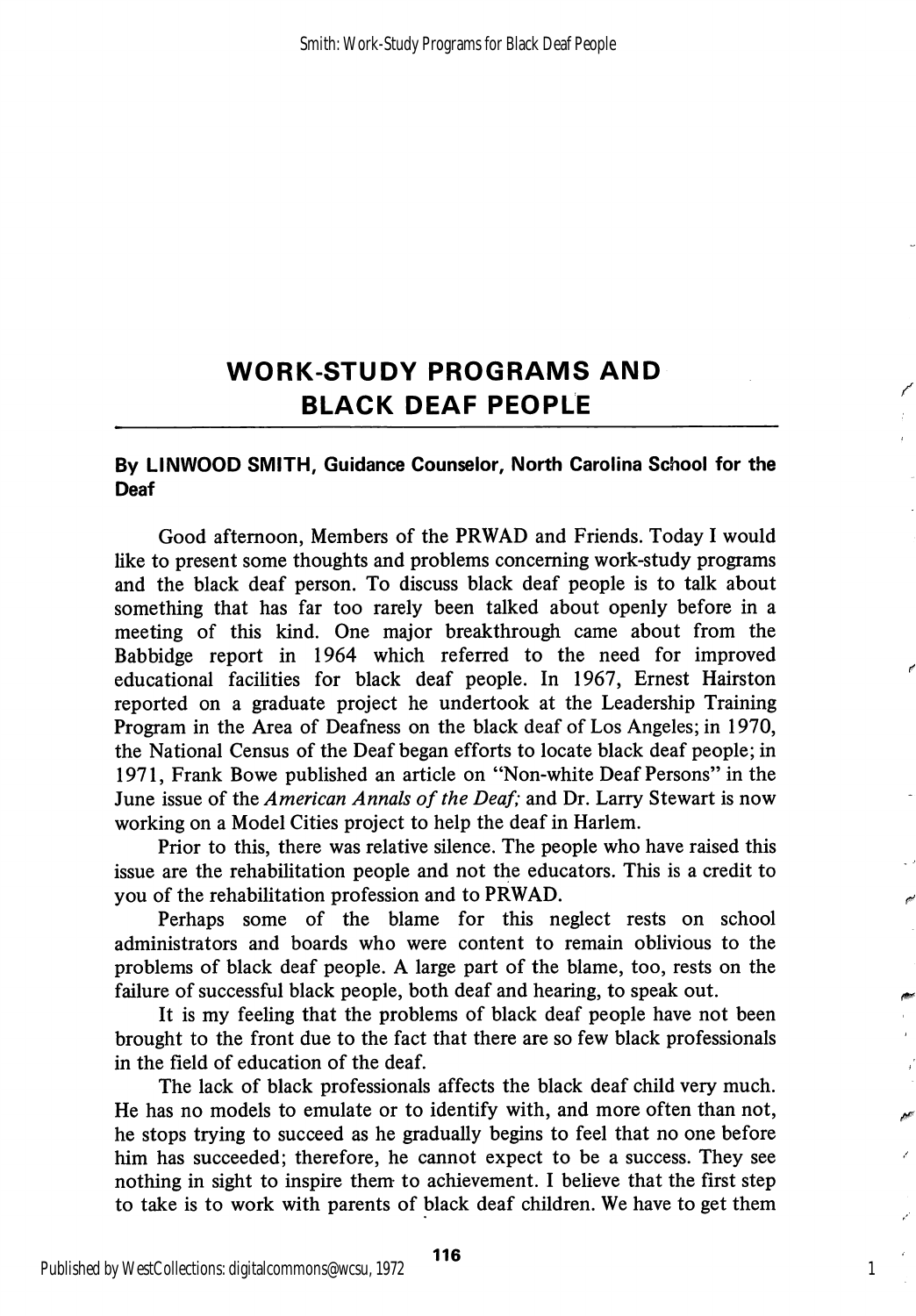# WORK-STUDY PROGRAMS AND BLACK DEAF PEOPLE

**By LINWOOD SMITH, Guidance Counselor, North Carolina School for the Deaf**

Good afternoon, Members of the PRWAD and Friends. Today I would like to present some thoughts and problems concerning work-study programs and the black deaf person. To discuss black deaf people is to talk about something that has far too rarely been talked about openly before in a meeting of this kind. One major breakthrough came about from the Babbidge report in 1964 which referred to the need for improved educational facilities for black deaf people. In 1967, Ernest Hairston reported on a graduate project he undertook at the Leadership Training Program in the Area of Deafness on the black deaf of Los Angeles; in 1970, the National Census of the Deaf began efforts to locate black deaf people; in 1971, Frank Bowe published an article on "Non-white Deaf Persons" in the June issue of the *American Annals of the Deaf;* and Dr. Larry Stewart is now working on a Model Cities project to help the deaf in Harlem.

Prior to this, there was relative silence. The people who have raised this issue are the rehabilitation people and not the educators. This is a credit to you of the rehabilitation profession and to PRWAD.

Perhaps some of the blame for this neglect rests on school administrators and boards who were content to remain oblivious to the problems of black deaf people. A large part of the blame, too, rests on the failure of successful black people, both deaf and hearing, to speak out.

It is my feeling that the problems of black deaf people have not been brought to the front due to the fact that there are so few black professionals in the field of education of the deaf.

The lack of black professionals affects the black deaf child very much. He has no models to emulate or to identify with, and more often than not, he stops trying to succeed as he gradually begins to feel that no one before him has succeeded; therefore, he cannot expect to be a success. They see nothing in sight to inspire them to achievement. I believe that the first step to take is to work with parents of black deaf children. We have to get them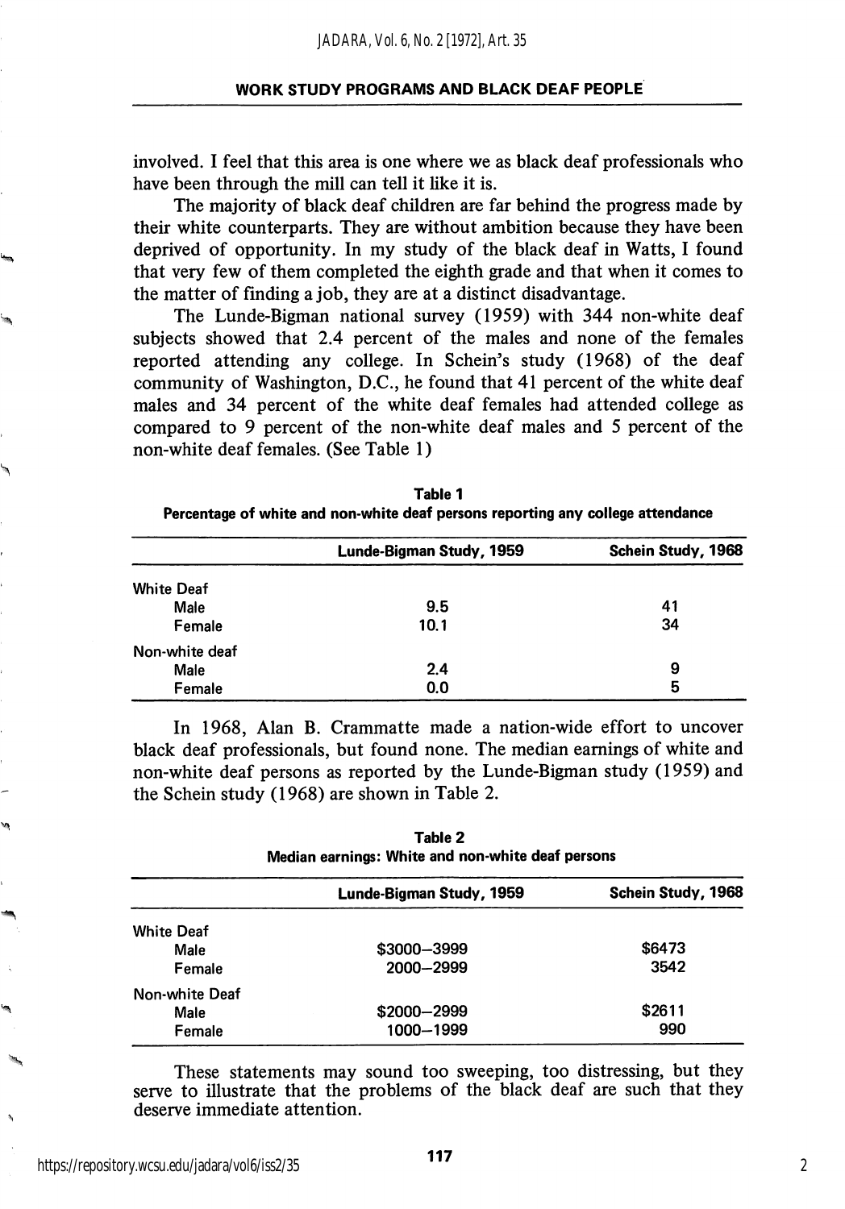involved. I feel that this area is one where we as black deaf professionals who have been through the mill can tell it like it is.

The majority of black deaf children are far behind the progress made by their white counterparts. They are without ambition because they have been deprived of opportunity. In my study of the black deaf in Watts, I found that very few of them completed the eighth grade and that when it comes to the matter of finding a job, they are at a distinct disadvantage.

The Lunde-Bigman national survey (1959) with 344 non-white deaf subjects showed that 2.4 percent of the males and none of the females reported attending any college. In Schein's study (1968) of the deaf community of Washington, D.C., he found that 41 percent of the white deaf males and 34 percent of the white deaf females had attended college as compared to 9 percent of the non-white deaf males and 5 percent of the non-white deaf females. (See Table 1)

**Table 1**
**Percentage of white and non-white deaf persons reporting any college attendance**

| | Lunde-Bigman Study, 1959 | Schein Study, 1968 |
|---|---|---|
| White Deaf | | |
| Male | 9.5 | 41 |
| Female | 10.1 | 34 |
| Non-white deaf | | |
| Male | 2.4 | 9 |
| Female | 0.0 | 5 |

In 1968, Alan B. Crammatte made a nation-wide effort to uncover black deaf professionals, but found none. The median earnings of white and non-white deaf persons as reported by the Lunde-Bigman study (1959) and the Schein study (1968) are shown in Table 2.

**Table 2**
**Median earnings: White and non-white deaf persons**

| | Lunde-Bigman Study, 1959 | Schein Study, 1968 |
|---|---|---|
| White Deaf | | |
| Male | $3000–3999 | $6473 |
| Female | 2000–2999 | 3542 |
| Non-white Deaf | | |
| Male | $2000–2999 | $2611 |
| Female | 1000–1999 | 990 |

These statements may sound too sweeping, too distressing, but they serve to illustrate that the problems of the black deaf are such that they deserve immediate attention.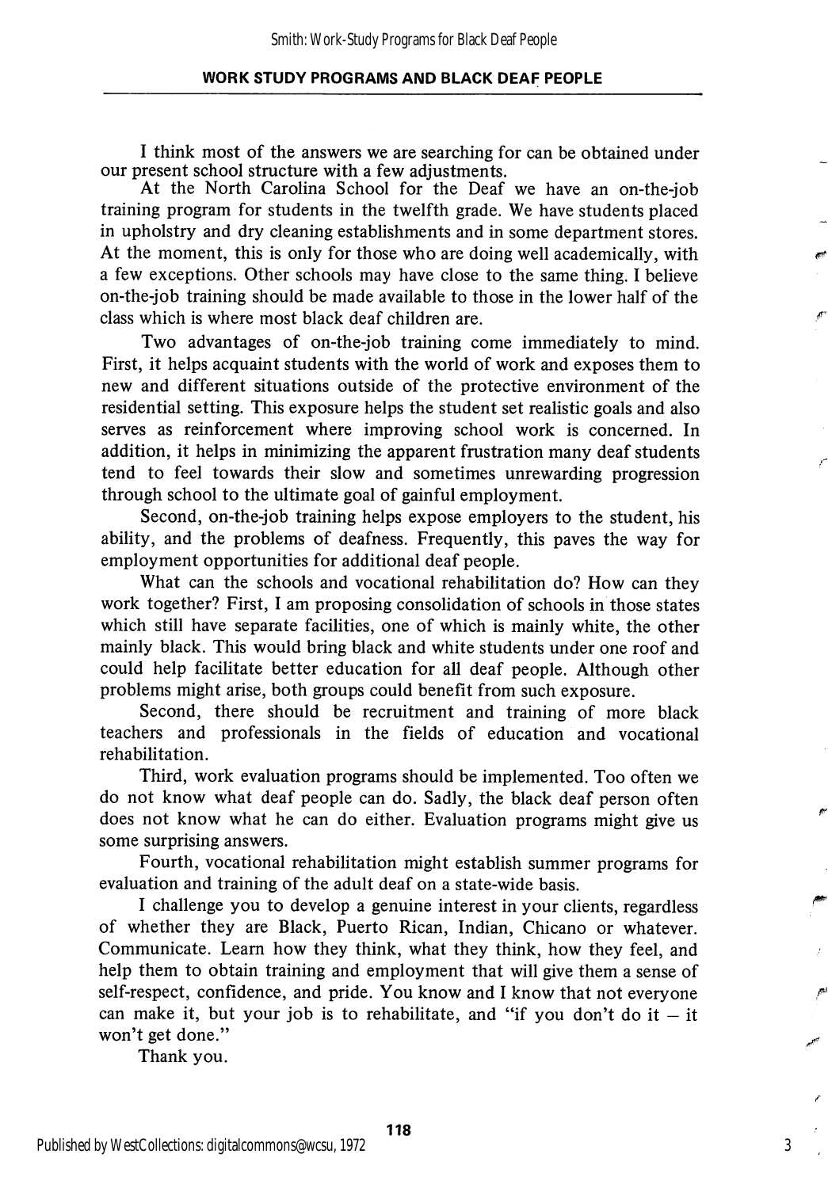I think most of the answers we are searching for can be obtained under our present school structure with a few adjustments.

At the North Carolina School for the Deaf we have an on-the-job training program for students in the twelfth grade. We have students placed in upholstry and dry cleaning establishments and in some department stores. At the moment, this is only for those who are doing well academically, with a few exceptions. Other schools may have close to the same thing. I believe on-the-job training should be made available to those in the lower half of the class which is where most black deaf children are.

Two advantages of on-the-job training come immediately to mind. First, it helps acquaint students with the world of work and exposes them to new and different situations outside of the protective environment of the residential setting. This exposure helps the student set realistic goals and also serves as reinforcement where improving school work is concerned. In addition, it helps in minimizing the apparent frustration many deaf students tend to feel towards their slow and sometimes unrewarding progression through school to the ultimate goal of gainful employment.

Second, on-the-job training helps expose employers to the student, his ability, and the problems of deafness. Frequently, this paves the way for employment opportunities for additional deaf people.

What can the schools and vocational rehabilitation do? How can they work together? First, I am proposing consolidation of schools in those states which still have separate facilities, one of which is mainly white, the other mainly black. This would bring black and white students under one roof and could help facilitate better education for all deaf people. Although other problems might arise, both groups could benefit from such exposure.

Second, there should be recruitment and training of more black teachers and professionals in the fields of education and vocational rehabilitation.

Third, work evaluation programs should be implemented. Too often we do not know what deaf people can do. Sadly, the black deaf person often does not know what he can do either. Evaluation programs might give us some surprising answers.

Fourth, vocational rehabilitation might establish summer programs for evaluation and training of the adult deaf on a state-wide basis.

I challenge you to develop a genuine interest in your clients, regardless of whether they are Black, Puerto Rican, Indian, Chicano or whatever. Communicate. Learn how they think, what they think, how they feel, and help them to obtain training and employment that will give them a sense of self-respect, confidence, and pride. You know and I know that not everyone can make it, but your job is to rehabilitate, and "if you don't do it – it won't get done."

Thank you.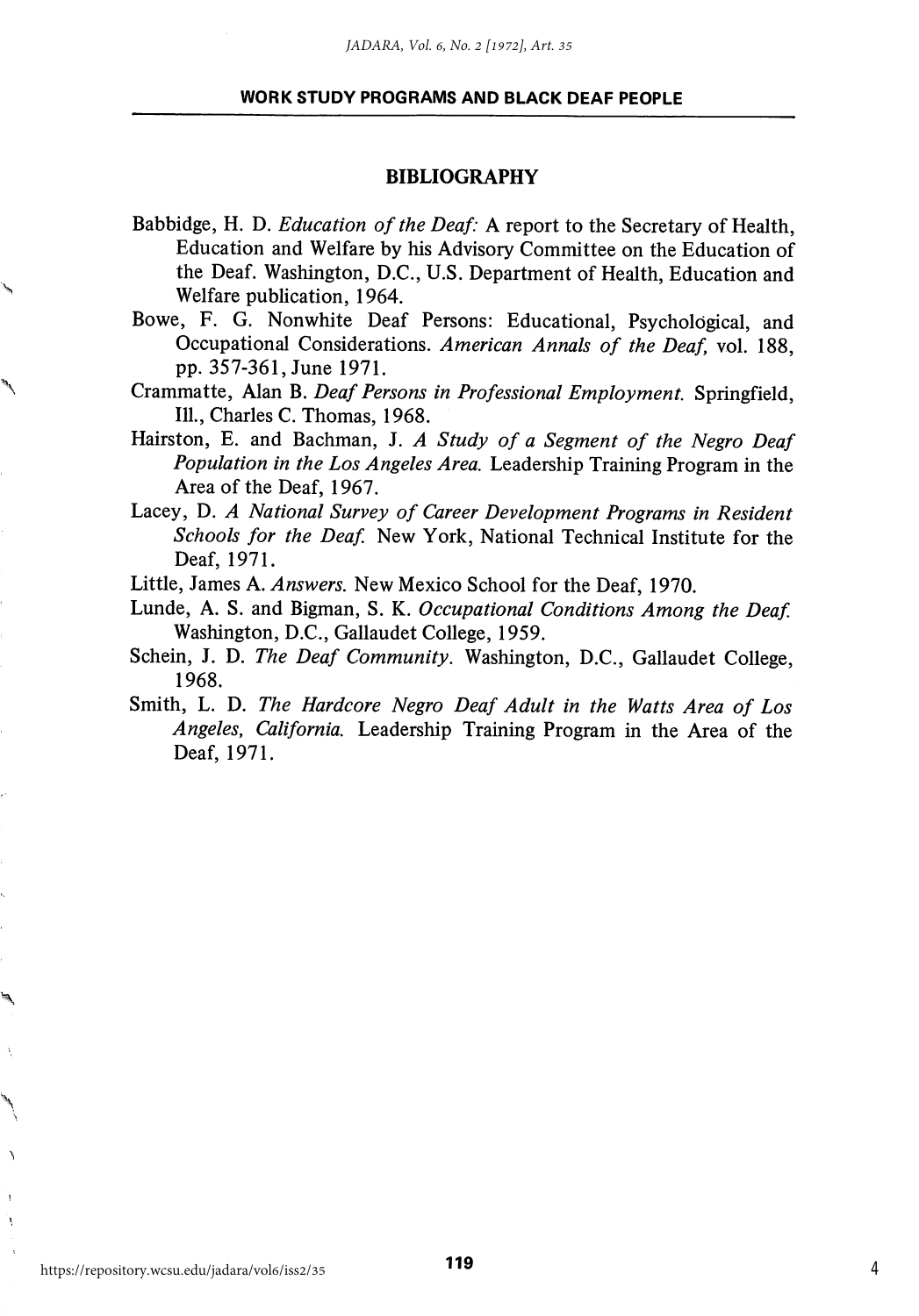## BIBLIOGRAPHY

Babbidge, H. D. *Education of the Deaf:* A report to the Secretary of Health, Education and Welfare by his Advisory Committee on the Education of the Deaf. Washington, D.C., U.S. Department of Health, Education and Welfare publication, 1964.

Bowe, F. G. Nonwhite Deaf Persons: Educational, Psychological, and Occupational Considerations. *American Annals of the Deaf,* vol. 188, pp. 357-361, June 1971.

Crammatte, Alan B. *Deaf Persons in Professional Employment.* Springfield, Ill., Charles C. Thomas, 1968.

Hairston, E. and Bachman, J. *A Study of a Segment of the Negro Deaf Population in the Los Angeles Area.* Leadership Training Program in the Area of the Deaf, 1967.

Lacey, D. *A National Survey of Career Development Programs in Resident Schools for the Deaf.* New York, National Technical Institute for the Deaf, 1971.

Little, James A. *Answers.* New Mexico School for the Deaf, 1970.

Lunde, A. S. and Bigman, S. K. *Occupational Conditions Among the Deaf.* Washington, D.C., Gallaudet College, 1959.

Schein, J. D. *The Deaf Community.* Washington, D.C., Gallaudet College, 1968.

Smith, L. D. *The Hardcore Negro Deaf Adult in the Watts Area of Los Angeles, California.* Leadership Training Program in the Area of the Deaf, 1971.